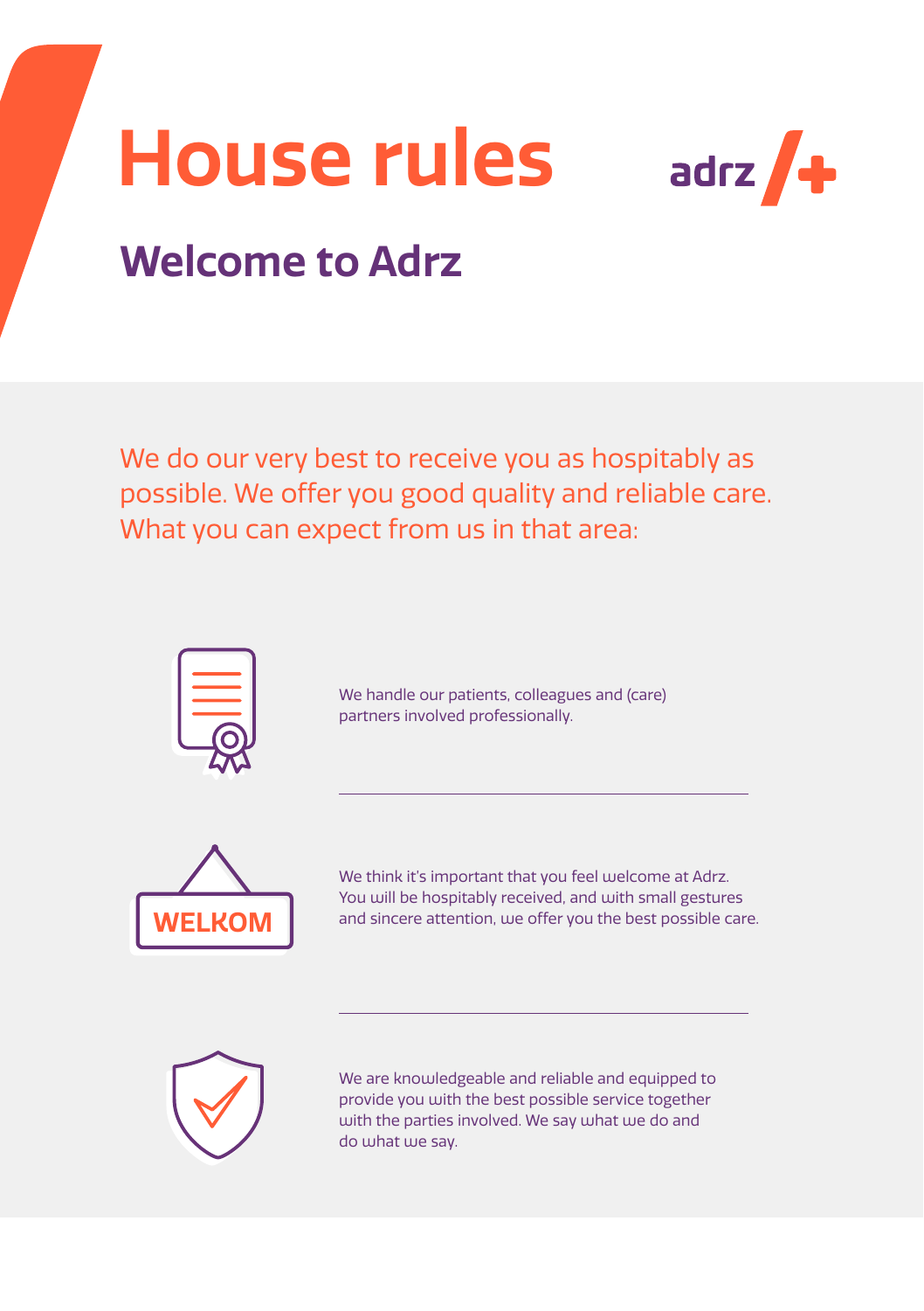# House rules

adrz

## Welcome to Adrz

We do our very best to receive you as hospitably as possible. We offer you good quality and reliable care. What you can expect from us in that area:

We handle our patients, colleagues and (care) partners involved professionally.

---

WELKOM

We think it's important that you feel welcome at Adrz. You will be hospitably received, and with small gestures and sincere attention, we offer you the best possible care.

---

We are knowledgeable and reliable and equipped to provide you with the best possible service together with the parties involved. We say what we do and do what we say.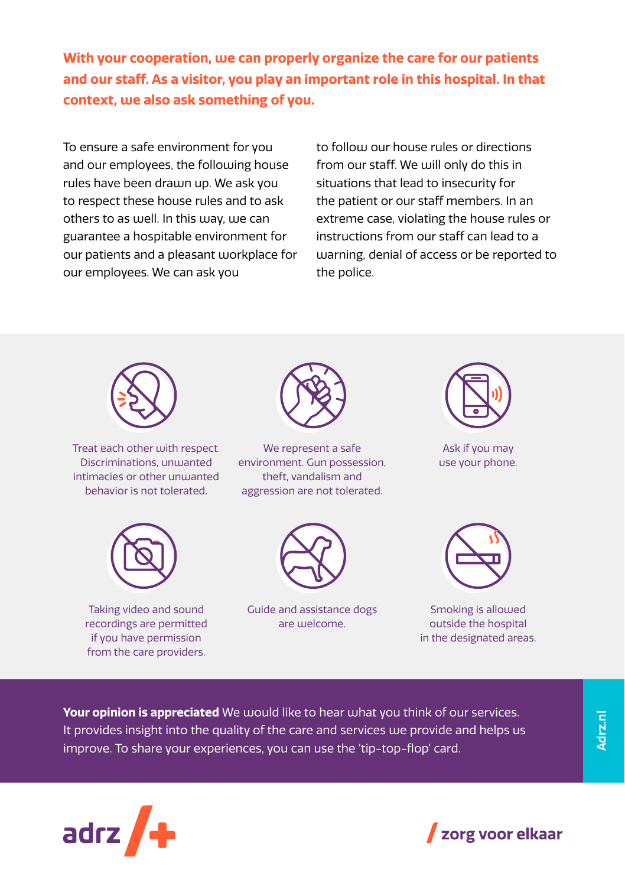**With your cooperation, we can properly organize the care for our patients and our staff. As a visitor, you play an important role in this hospital. In that context, we also ask something of you.**

To ensure a safe environment for you and our employees, the following house rules have been drawn up. We ask you to respect these house rules and to ask others to as well. In this way, we can guarantee a hospitable environment for our patients and a pleasant workplace for our employees. We can ask you to follow our house rules or directions from our staff. We will only do this in situations that lead to insecurity for the patient or our staff members. In an extreme case, violating the house rules or instructions from our staff can lead to a warning, denial of access or be reported to the police.

Treat each other with respect. Discriminations, unwanted intimacies or other unwanted behavior is not tolerated.

We represent a safe environment. Gun possession, theft, vandalism and aggression are not tolerated.

Ask if you may use your phone.

Taking video and sound recordings are permitted if you have permission from the care providers.

Guide and assistance dogs are welcome.

Smoking is allowed outside the hospital in the designated areas.

**Your opinion is appreciated** We would like to hear what you think of our services. It provides insight into the quality of the care and services we provide and helps us improve. To share your experiences, you can use the 'tip-top-flop' card.

Adrz.nl

adrz

zorg voor elkaar